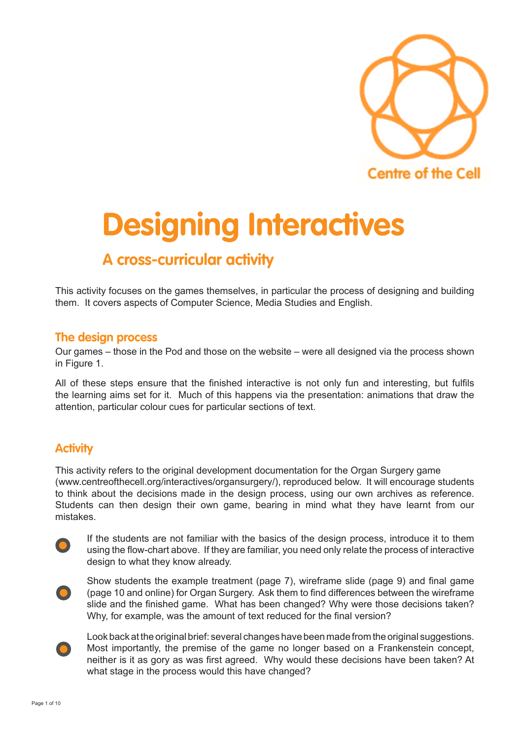Centre of the Cell

# Designing Interactives

## A cross-curricular activity

This activity focuses on the games themselves, in particular the process of designing and building them. It covers aspects of Computer Science, Media Studies and English.

### The design process

Our games – those in the Pod and those on the website – were all designed via the process shown in Figure 1.

All of these steps ensure that the finished interactive is not only fun and interesting, but fulfils the learning aims set for it. Much of this happens via the presentation: animations that draw the attention, particular colour cues for particular sections of text.

### Activity

This activity refers to the original development documentation for the Organ Surgery game (www.centreofthecell.org/interactives/organsurgery/), reproduced below. It will encourage students to think about the decisions made in the design process, using our own archives as reference. Students can then design their own game, bearing in mind what they have learnt from our mistakes.

- If the students are not familiar with the basics of the design process, introduce it to them using the flow-chart above. If they are familiar, you need only relate the process of interactive design to what they know already.
- Show students the example treatment (page 7), wireframe slide (page 9) and final game (page 10 and online) for Organ Surgery. Ask them to find differences between the wireframe slide and the finished game. What has been changed? Why were those decisions taken? Why, for example, was the amount of text reduced for the final version?
- Look back at the original brief: several changes have been made from the original suggestions. Most importantly, the premise of the game no longer based on a Frankenstein concept, neither is it as gory as was first agreed. Why would these decisions have been taken? At what stage in the process would this have changed?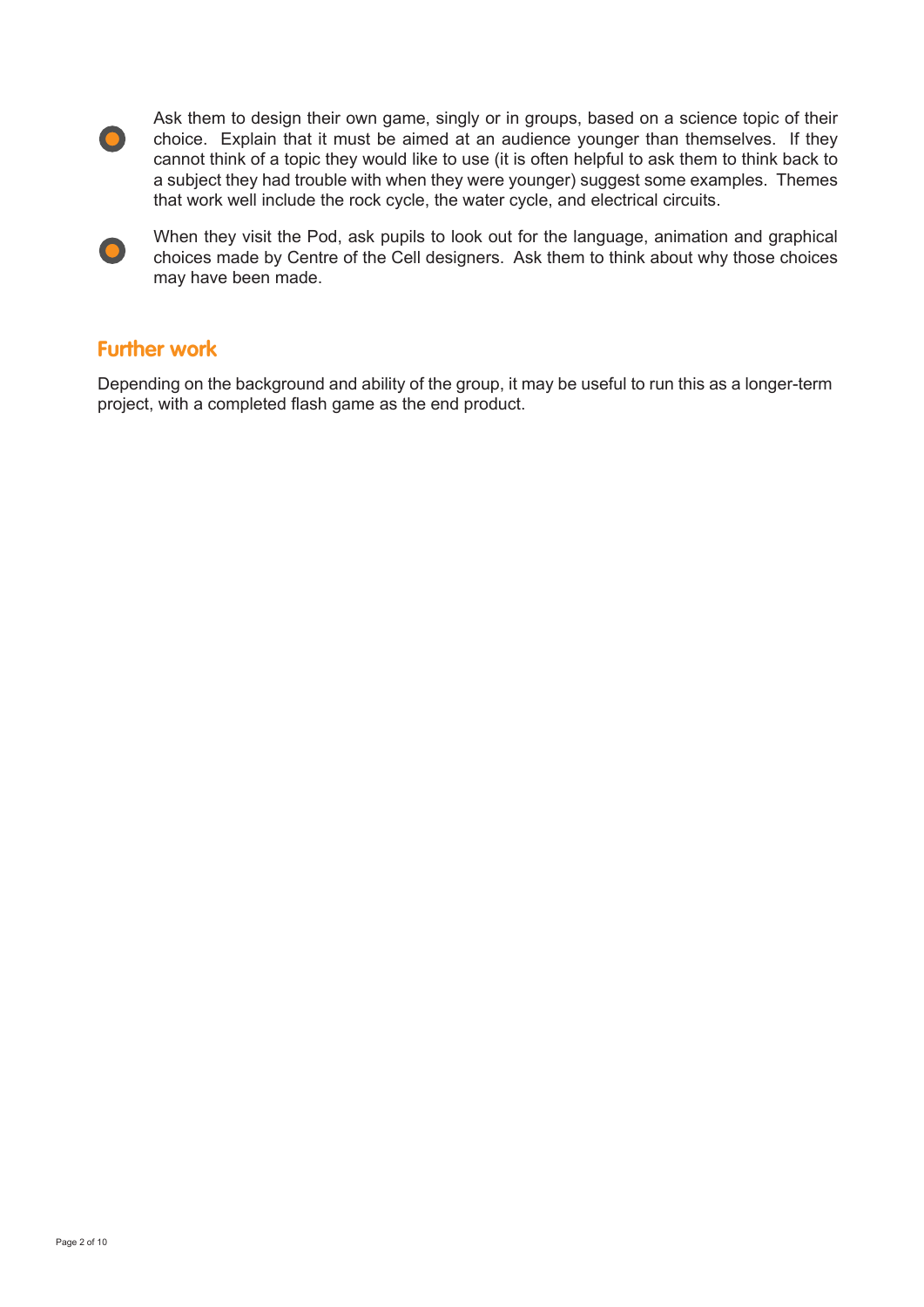- Ask them to design their own game, singly or in groups, based on a science topic of their choice. Explain that it must be aimed at an audience younger than themselves. If they cannot think of a topic they would like to use (it is often helpful to ask them to think back to a subject they had trouble with when they were younger) suggest some examples. Themes that work well include the rock cycle, the water cycle, and electrical circuits.

- When they visit the Pod, ask pupils to look out for the language, animation and graphical choices made by Centre of the Cell designers. Ask them to think about why those choices may have been made.

## Further work

Depending on the background and ability of the group, it may be useful to run this as a longer-term project, with a completed flash game as the end product.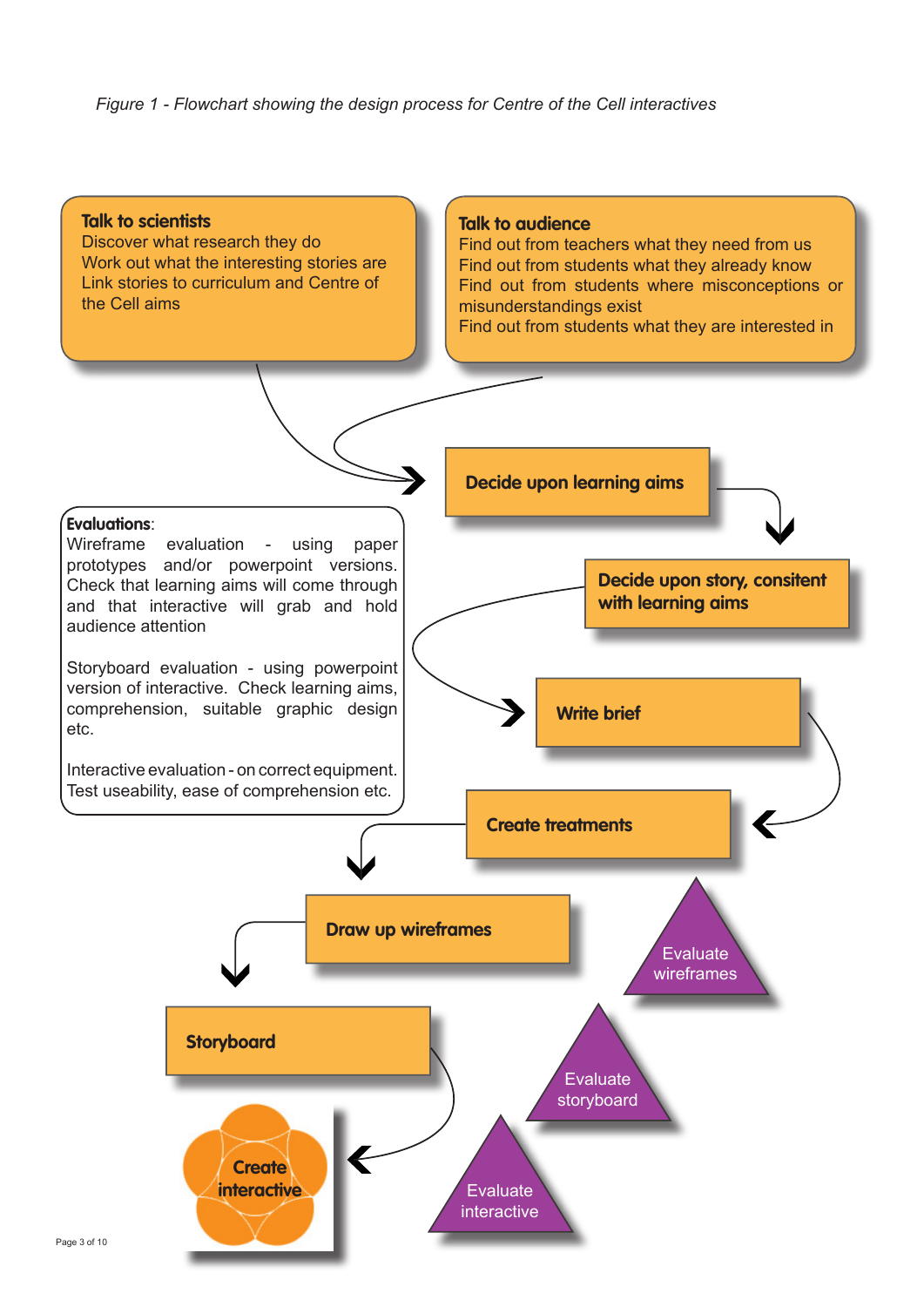*Figure 1 - Flowchart showing the design process for Centre of the Cell interactives*

**Talk to scientists**
Discover what research they do
Work out what the interesting stories are
Link stories to curriculum and Centre of the Cell aims

**Talk to audience**
Find out from teachers what they need from us
Find out from students what they already know
Find out from students where misconceptions or misunderstandings exist
Find out from students what they are interested in

**Decide upon learning aims**

**Decide upon story, consitent with learning aims**

**Write brief**

**Create treatments**

**Draw up wireframes**

**Storyboard**

**Create interactive**

**Evaluations**:
Wireframe evaluation - using paper prototypes and/or powerpoint versions. Check that learning aims will come through and that interactive will grab and hold audience attention

Storyboard evaluation - using powerpoint version of interactive. Check learning aims, comprehension, suitable graphic design etc.

Interactive evaluation - on correct equipment. Test useability, ease of comprehension etc.

Evaluate wireframes

Evaluate storyboard

Evaluate interactive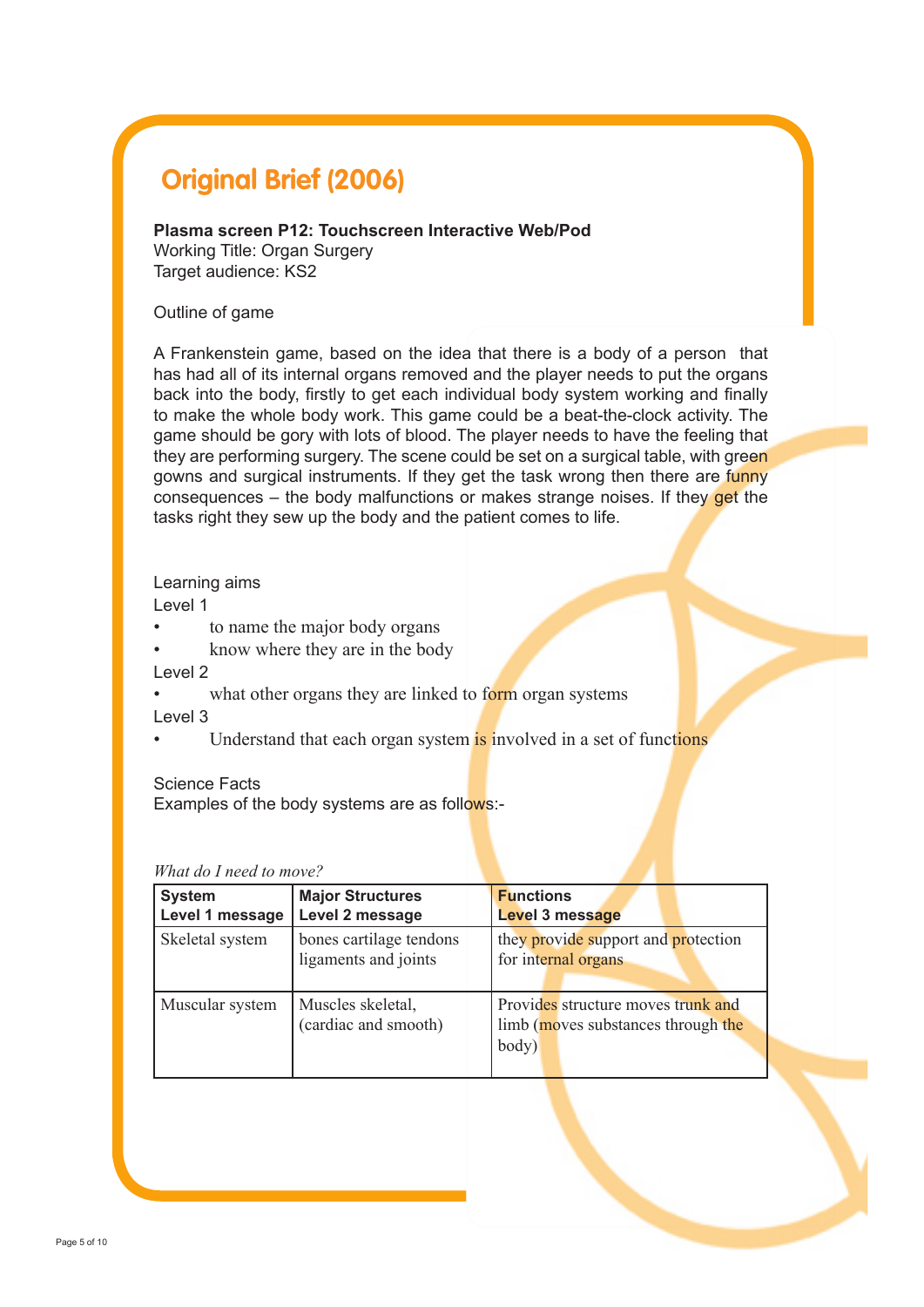# Original Brief (2006)

**Plasma screen P12: Touchscreen Interactive Web/Pod**
Working Title: Organ Surgery
Target audience: KS2

Outline of game

A Frankenstein game, based on the idea that there is a body of a person that has had all of its internal organs removed and the player needs to put the organs back into the body, firstly to get each individual body system working and finally to make the whole body work. This game could be a beat-the-clock activity. The game should be gory with lots of blood. The player needs to have the feeling that they are performing surgery. The scene could be set on a surgical table, with green gowns and surgical instruments. If they get the task wrong then there are funny consequences – the body malfunctions or makes strange noises. If they get the tasks right they sew up the body and the patient comes to life.

Learning aims

Level 1

- to name the major body organs
- know where they are in the body

Level 2

- what other organs they are linked to form organ systems

Level 3

- Understand that each organ system is involved in a set of functions

Science Facts

Examples of the body systems are as follows:-

*What do I need to move?*

| **System**<br>**Level 1 message** | **Major Structures**<br>**Level 2 message** | **Functions**<br>**Level 3 message** |
|---|---|---|
| Skeletal system | bones cartilage tendons ligaments and joints | they provide support and protection for internal organs |
| Muscular system | Muscles skeletal, (cardiac and smooth) | Provides structure moves trunk and limb (moves substances through the body) |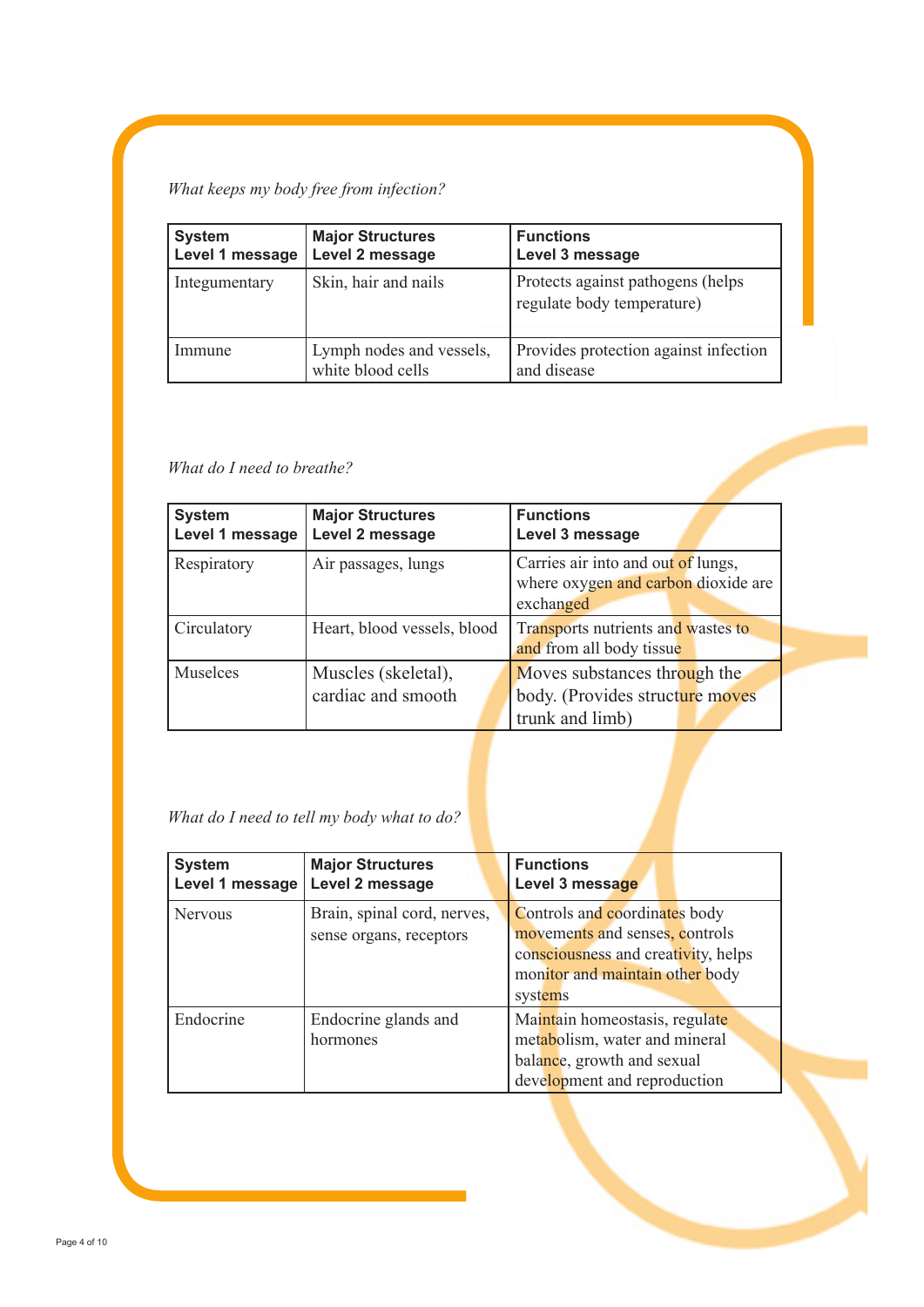*What keeps my body free from infection?*

| System<br>Level 1 message | Major Structures<br>Level 2 message | Functions<br>Level 3 message |
|---|---|---|
| Integumentary | Skin, hair and nails | Protects against pathogens (helps regulate body temperature) |
| Immune | Lymph nodes and vessels, white blood cells | Provides protection against infection and disease |

*What do I need to breathe?*

| System<br>Level 1 message | Major Structures<br>Level 2 message | Functions<br>Level 3 message |
|---|---|---|
| Respiratory | Air passages, lungs | Carries air into and out of lungs, where oxygen and carbon dioxide are exchanged |
| Circulatory | Heart, blood vessels, blood | Transports nutrients and wastes to and from all body tissue |
| Muselces | Muscles (skeletal), cardiac and smooth | Moves substances through the body. (Provides structure moves trunk and limb) |

*What do I need to tell my body what to do?*

| System<br>Level 1 message | Major Structures<br>Level 2 message | Functions<br>Level 3 message |
|---|---|---|
| Nervous | Brain, spinal cord, nerves, sense organs, receptors | Controls and coordinates body movements and senses, controls consciousness and creativity, helps monitor and maintain other body systems |
| Endocrine | Endocrine glands and hormones | Maintain homeostasis, regulate metabolism, water and mineral balance, growth and sexual development and reproduction |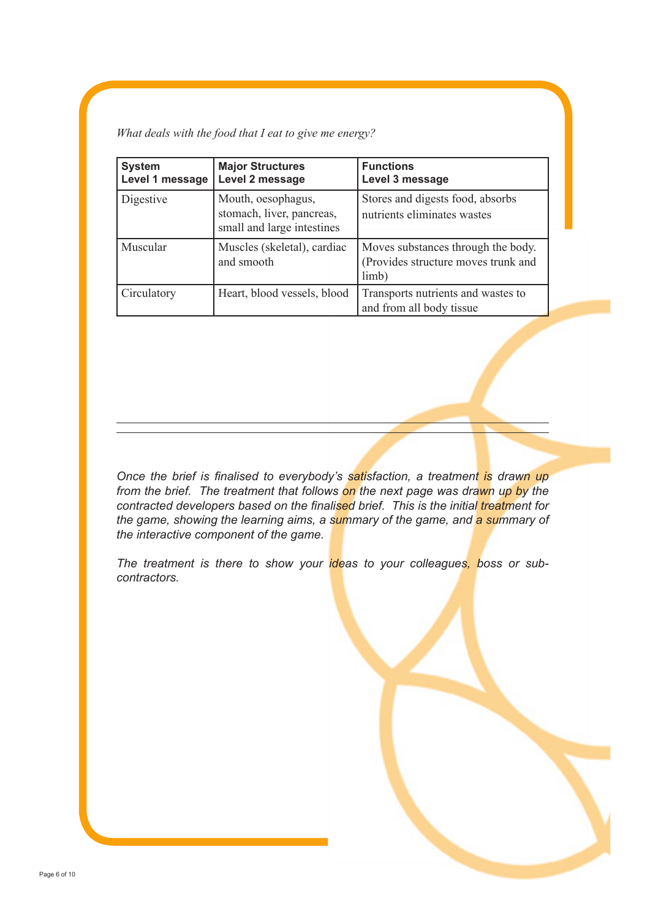*What deals with the food that I eat to give me energy?*

| **System**<br>**Level 1 message** | **Major Structures**<br>**Level 2 message** | **Functions**<br>**Level 3 message** |
|---|---|---|
| Digestive | Mouth, oesophagus, stomach, liver, pancreas, small and large intestines | Stores and digests food, absorbs nutrients eliminates wastes |
| Muscular | Muscles (skeletal), cardiac and smooth | Moves substances through the body. (Provides structure moves trunk and limb) |
| Circulatory | Heart, blood vessels, blood | Transports nutrients and wastes to and from all body tissue |

---

*Once the brief is finalised to everybody's satisfaction, a treatment is drawn up from the brief. The treatment that follows on the next page was drawn up by the contracted developers based on the finalised brief. This is the initial treatment for the game, showing the learning aims, a summary of the game, and a summary of the interactive component of the game.*

*The treatment is there to show your ideas to your colleagues, boss or sub-contractors.*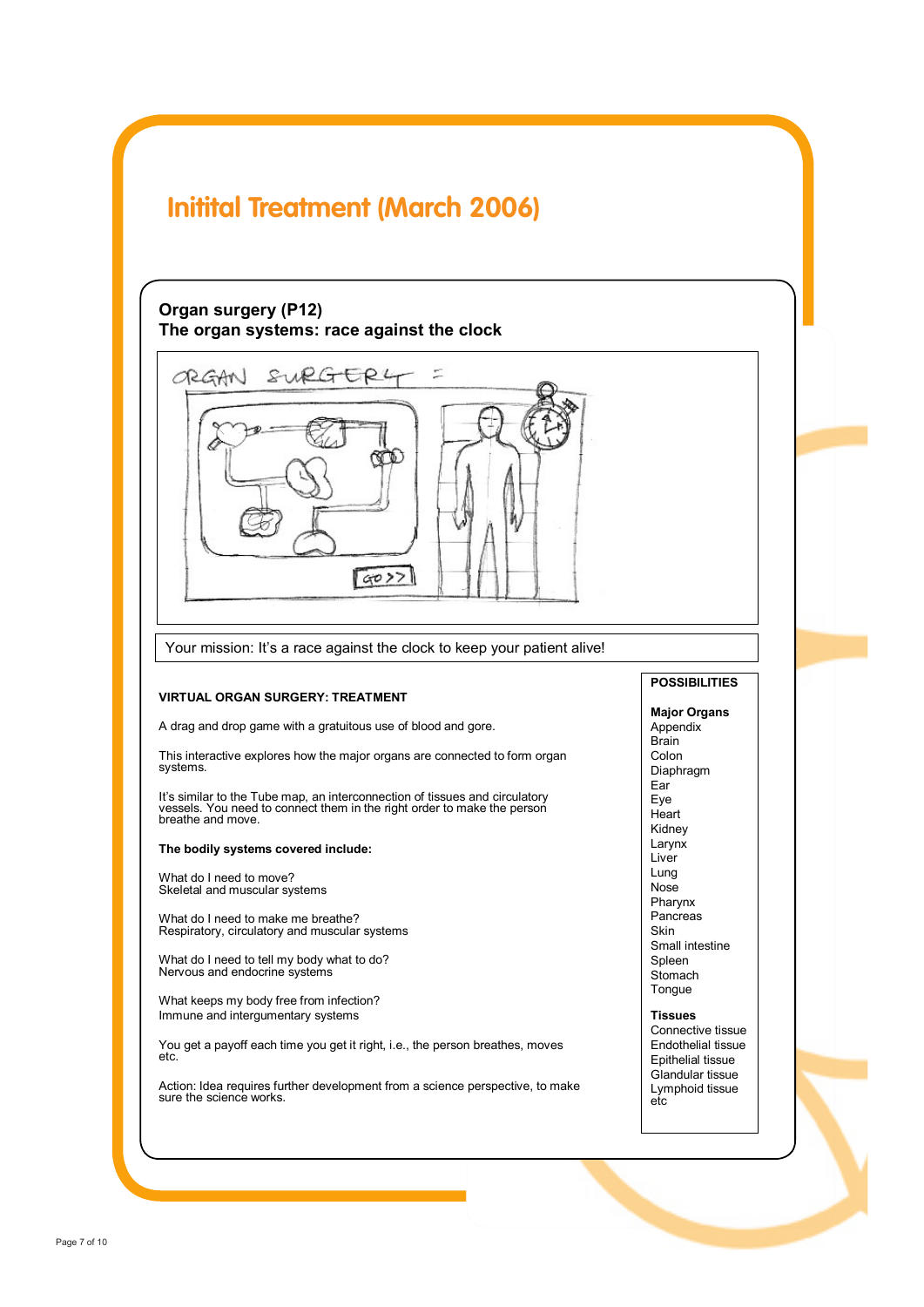# Initital Treatment (March 2006)

## Organ surgery (P12)
## The organ systems: race against the clock

Your mission: It's a race against the clock to keep your patient alive!

### VIRTUAL ORGAN SURGERY: TREATMENT

A drag and drop game with a gratuitous use of blood and gore.

This interactive explores how the major organs are connected to form organ systems.

It's similar to the Tube map, an interconnection of tissues and circulatory vessels. You need to connect them in the right order to make the person breathe and move.

**The bodily systems covered include:**

What do I need to move?
Skeletal and muscular systems

What do I need to make me breathe?
Respiratory, circulatory and muscular systems

What do I need to tell my body what to do?
Nervous and endocrine systems

What keeps my body free from infection?
Immune and intergumentary systems

You get a payoff each time you get it right, i.e., the person breathes, moves etc.

Action: Idea requires further development from a science perspective, to make sure the science works.

**POSSIBILITIES**

**Major Organs**
Appendix
Brain
Colon
Diaphragm
Ear
Eye
Heart
Kidney
Larynx
Liver
Lung
Nose
Pharynx
Pancreas
Skin
Small intestine
Spleen
Stomach
Tongue

**Tissues**
Connective tissue
Endothelial tissue
Epithelial tissue
Glandular tissue
Lymphoid tissue
etc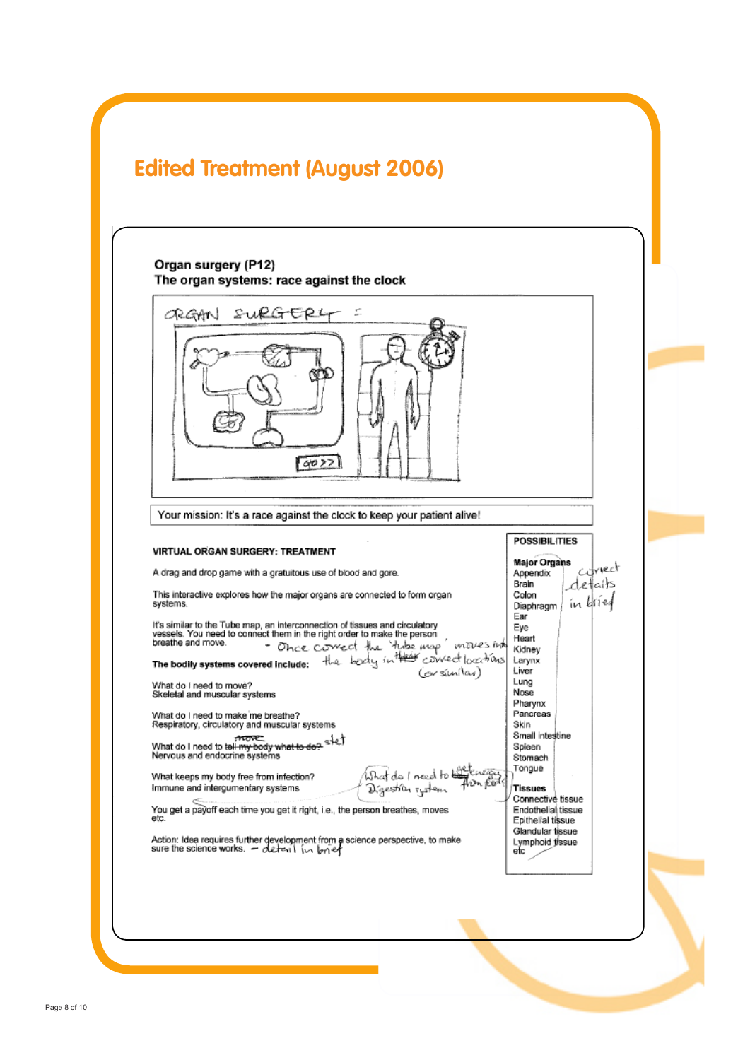## Edited Treatment (August 2006)

**Organ surgery (P12)**
**The organ systems: race against the clock**

ORGAN SURGERY =

GO>>

Your mission: It's a race against the clock to keep your patient alive!

**VIRTUAL ORGAN SURGERY: TREATMENT**

A drag and drop game with a gratuitous use of blood and gore.

This interactive explores how the major organs are connected to form organ systems.

It's similar to the Tube map, an interconnection of tissues and circulatory vessels. You need to connect them in the right order to make the person breathe and move. - Once correct the 'tube map' moves into the body in correct locations (or similar)

**The bodily systems covered include:**

What do I need to move?
Skeletal and muscular systems

What do I need to make me breathe?
Respiratory, circulatory and muscular systems

What do I need to ~~tell my body what to do?~~ move step
Nervous and endocrine systems

What keeps my body free from infection?
Immune and intergumentary systems

What do I need to get energy from food?
Digestion system

You get a payoff each time you get it right, i.e., the person breathes, moves etc.

Action: Idea requires further development from a science perspective, to make sure the science works. – detail in brief

**POSSIBILITIES**

**Major Organs**
Appendix
Brain
Colon
Diaphragm
Ear
Eye
Heart
Kidney
Larynx
Liver
Lung
Nose
Pharynx
Pancreas
Skin
Small intestine
Spleen
Stomach
Tongue

correct details in brief

**Tissues**
Connective tissue
Endothelial tissue
Epithelial tissue
Glandular tissue
Lymphoid tissue
etc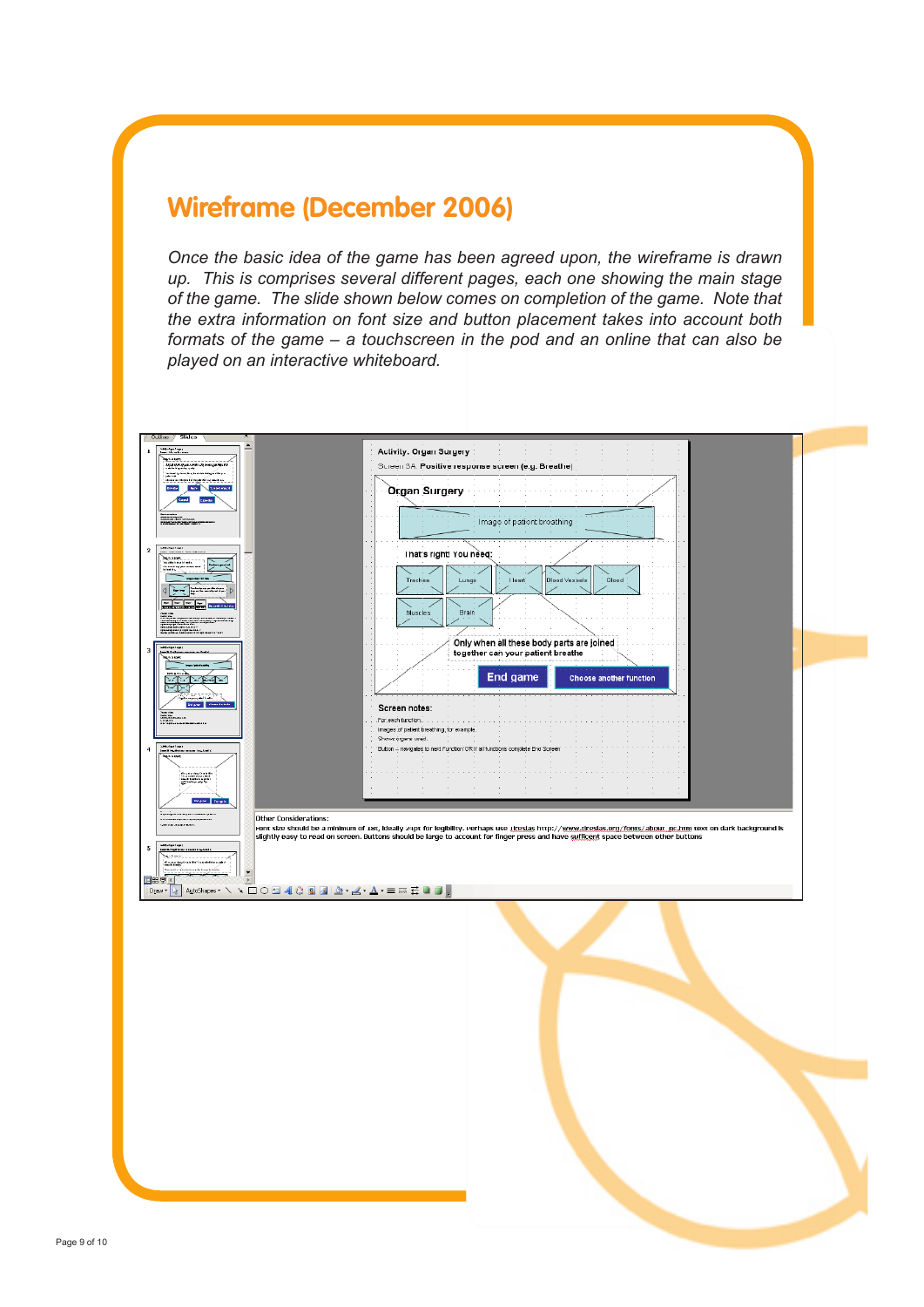## Wireframe (December 2006)

*Once the basic idea of the game has been agreed upon, the wireframe is drawn up. This is comprises several different pages, each one showing the main stage of the game. The slide shown below comes on completion of the game. Note that the extra information on font size and button placement takes into account both formats of the game – a touchscreen in the pod and an online that can also be played on an interactive whiteboard.*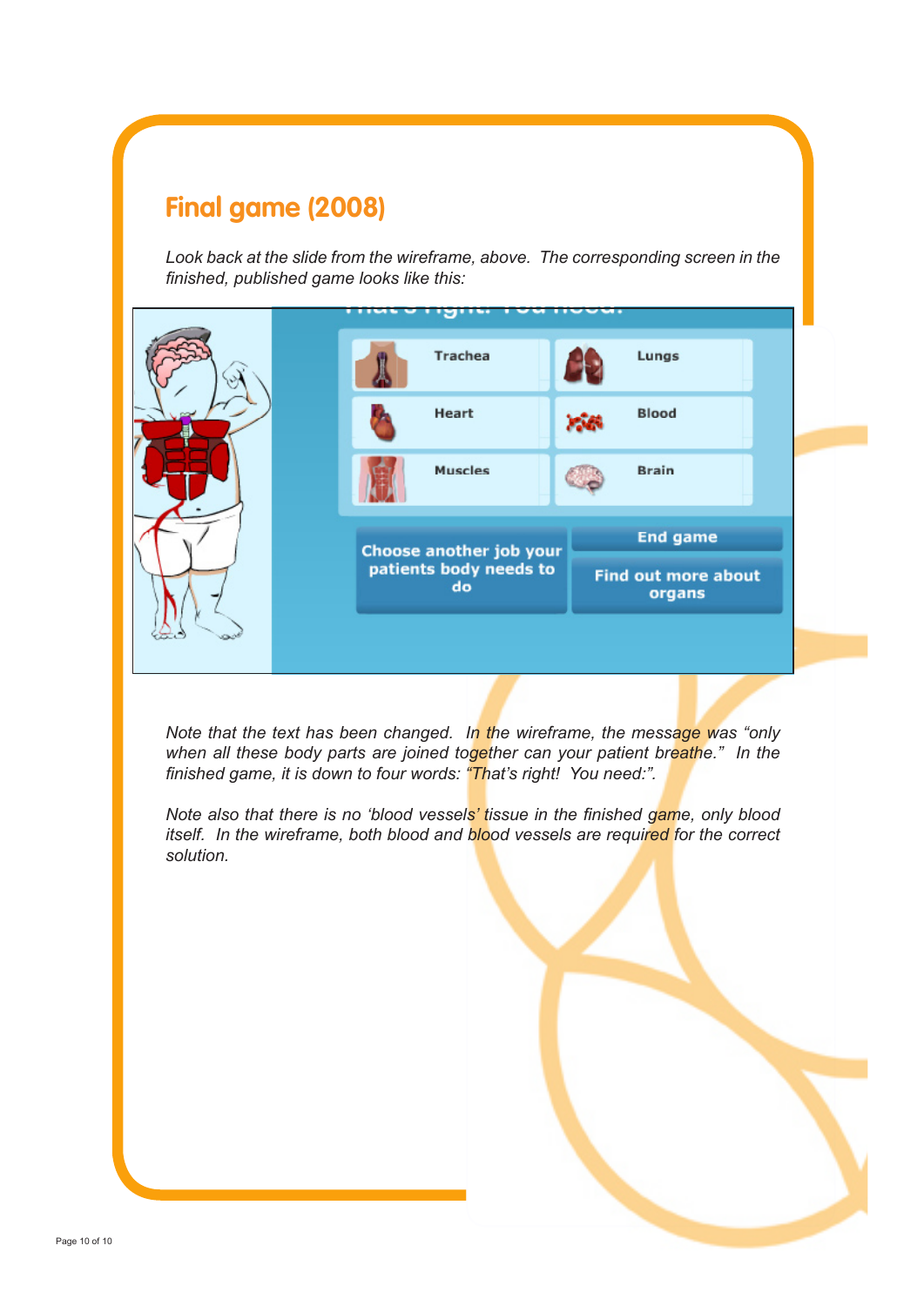## Final game (2008)

*Look back at the slide from the wireframe, above. The corresponding screen in the finished, published game looks like this:*

*Note that the text has been changed. In the wireframe, the message was "only when all these body parts are joined together can your patient breathe." In the finished game, it is down to four words: "That's right! You need:".*

*Note also that there is no 'blood vessels' tissue in the finished game, only blood itself. In the wireframe, both blood and blood vessels are required for the correct solution.*